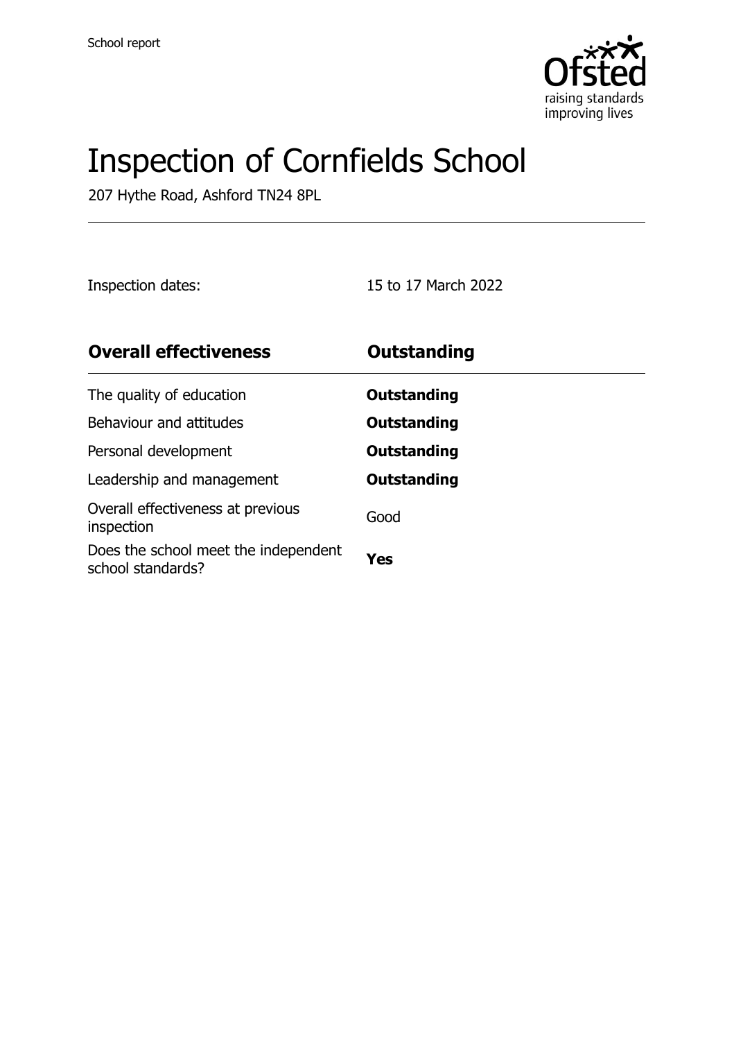School report

# Inspection of Cornfields School

207 Hythe Road, Ashford TN24 8PL

Inspection dates: 15 to 17 March 2022

| **Overall effectiveness** | **Outstanding** |
| --- | --- |
| The quality of education | **Outstanding** |
| Behaviour and attitudes | **Outstanding** |
| Personal development | **Outstanding** |
| Leadership and management | **Outstanding** |
| Overall effectiveness at previous inspection | Good |
| Does the school meet the independent school standards? | **Yes** |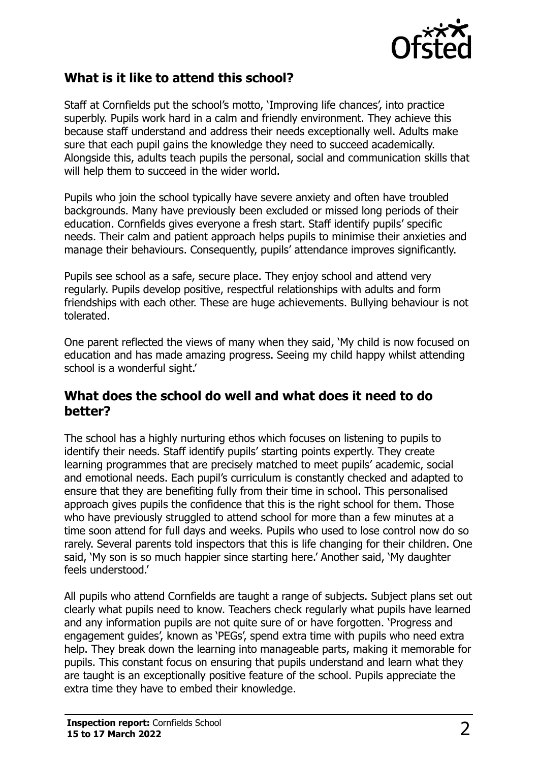## What is it like to attend this school?

Staff at Cornfields put the school's motto, 'Improving life chances', into practice superbly. Pupils work hard in a calm and friendly environment. They achieve this because staff understand and address their needs exceptionally well. Adults make sure that each pupil gains the knowledge they need to succeed academically. Alongside this, adults teach pupils the personal, social and communication skills that will help them to succeed in the wider world.

Pupils who join the school typically have severe anxiety and often have troubled backgrounds. Many have previously been excluded or missed long periods of their education. Cornfields gives everyone a fresh start. Staff identify pupils' specific needs. Their calm and patient approach helps pupils to minimise their anxieties and manage their behaviours. Consequently, pupils' attendance improves significantly.

Pupils see school as a safe, secure place. They enjoy school and attend very regularly. Pupils develop positive, respectful relationships with adults and form friendships with each other. These are huge achievements. Bullying behaviour is not tolerated.

One parent reflected the views of many when they said, 'My child is now focused on education and has made amazing progress. Seeing my child happy whilst attending school is a wonderful sight.'

## What does the school do well and what does it need to do better?

The school has a highly nurturing ethos which focuses on listening to pupils to identify their needs. Staff identify pupils' starting points expertly. They create learning programmes that are precisely matched to meet pupils' academic, social and emotional needs. Each pupil's curriculum is constantly checked and adapted to ensure that they are benefiting fully from their time in school. This personalised approach gives pupils the confidence that this is the right school for them. Those who have previously struggled to attend school for more than a few minutes at a time soon attend for full days and weeks. Pupils who used to lose control now do so rarely. Several parents told inspectors that this is life changing for their children. One said, 'My son is so much happier since starting here.' Another said, 'My daughter feels understood.'

All pupils who attend Cornfields are taught a range of subjects. Subject plans set out clearly what pupils need to know. Teachers check regularly what pupils have learned and any information pupils are not quite sure of or have forgotten. 'Progress and engagement guides', known as 'PEGs', spend extra time with pupils who need extra help. They break down the learning into manageable parts, making it memorable for pupils. This constant focus on ensuring that pupils understand and learn what they are taught is an exceptionally positive feature of the school. Pupils appreciate the extra time they have to embed their knowledge.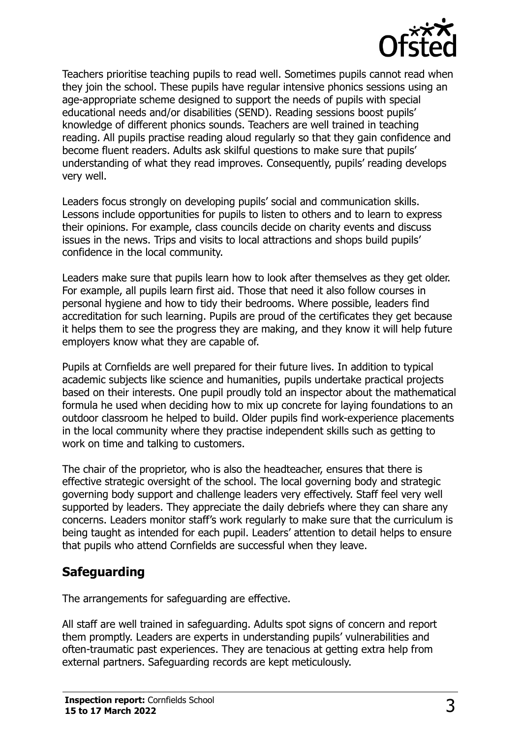Teachers prioritise teaching pupils to read well. Sometimes pupils cannot read when they join the school. These pupils have regular intensive phonics sessions using an age-appropriate scheme designed to support the needs of pupils with special educational needs and/or disabilities (SEND). Reading sessions boost pupils' knowledge of different phonics sounds. Teachers are well trained in teaching reading. All pupils practise reading aloud regularly so that they gain confidence and become fluent readers. Adults ask skilful questions to make sure that pupils' understanding of what they read improves. Consequently, pupils' reading develops very well.

Leaders focus strongly on developing pupils' social and communication skills. Lessons include opportunities for pupils to listen to others and to learn to express their opinions. For example, class councils decide on charity events and discuss issues in the news. Trips and visits to local attractions and shops build pupils' confidence in the local community.

Leaders make sure that pupils learn how to look after themselves as they get older. For example, all pupils learn first aid. Those that need it also follow courses in personal hygiene and how to tidy their bedrooms. Where possible, leaders find accreditation for such learning. Pupils are proud of the certificates they get because it helps them to see the progress they are making, and they know it will help future employers know what they are capable of.

Pupils at Cornfields are well prepared for their future lives. In addition to typical academic subjects like science and humanities, pupils undertake practical projects based on their interests. One pupil proudly told an inspector about the mathematical formula he used when deciding how to mix up concrete for laying foundations to an outdoor classroom he helped to build. Older pupils find work-experience placements in the local community where they practise independent skills such as getting to work on time and talking to customers.

The chair of the proprietor, who is also the headteacher, ensures that there is effective strategic oversight of the school. The local governing body and strategic governing body support and challenge leaders very effectively. Staff feel very well supported by leaders. They appreciate the daily debriefs where they can share any concerns. Leaders monitor staff's work regularly to make sure that the curriculum is being taught as intended for each pupil. Leaders' attention to detail helps to ensure that pupils who attend Cornfields are successful when they leave.

## Safeguarding

The arrangements for safeguarding are effective.

All staff are well trained in safeguarding. Adults spot signs of concern and report them promptly. Leaders are experts in understanding pupils' vulnerabilities and often-traumatic past experiences. They are tenacious at getting extra help from external partners. Safeguarding records are kept meticulously.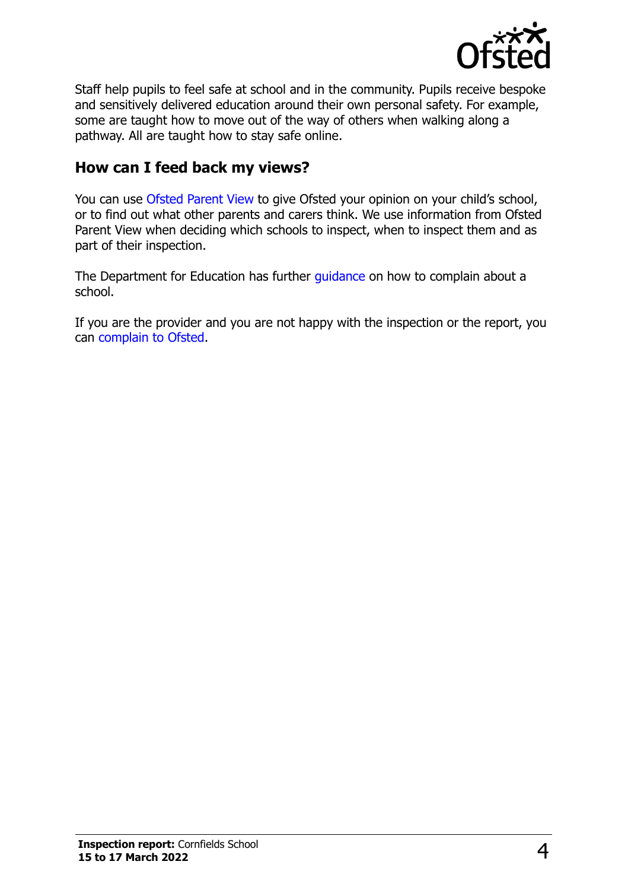Staff help pupils to feel safe at school and in the community. Pupils receive bespoke and sensitively delivered education around their own personal safety. For example, some are taught how to move out of the way of others when walking along a pathway. All are taught how to stay safe online.

## How can I feed back my views?

You can use Ofsted Parent View to give Ofsted your opinion on your child's school, or to find out what other parents and carers think. We use information from Ofsted Parent View when deciding which schools to inspect, when to inspect them and as part of their inspection.

The Department for Education has further guidance on how to complain about a school.

If you are the provider and you are not happy with the inspection or the report, you can complain to Ofsted.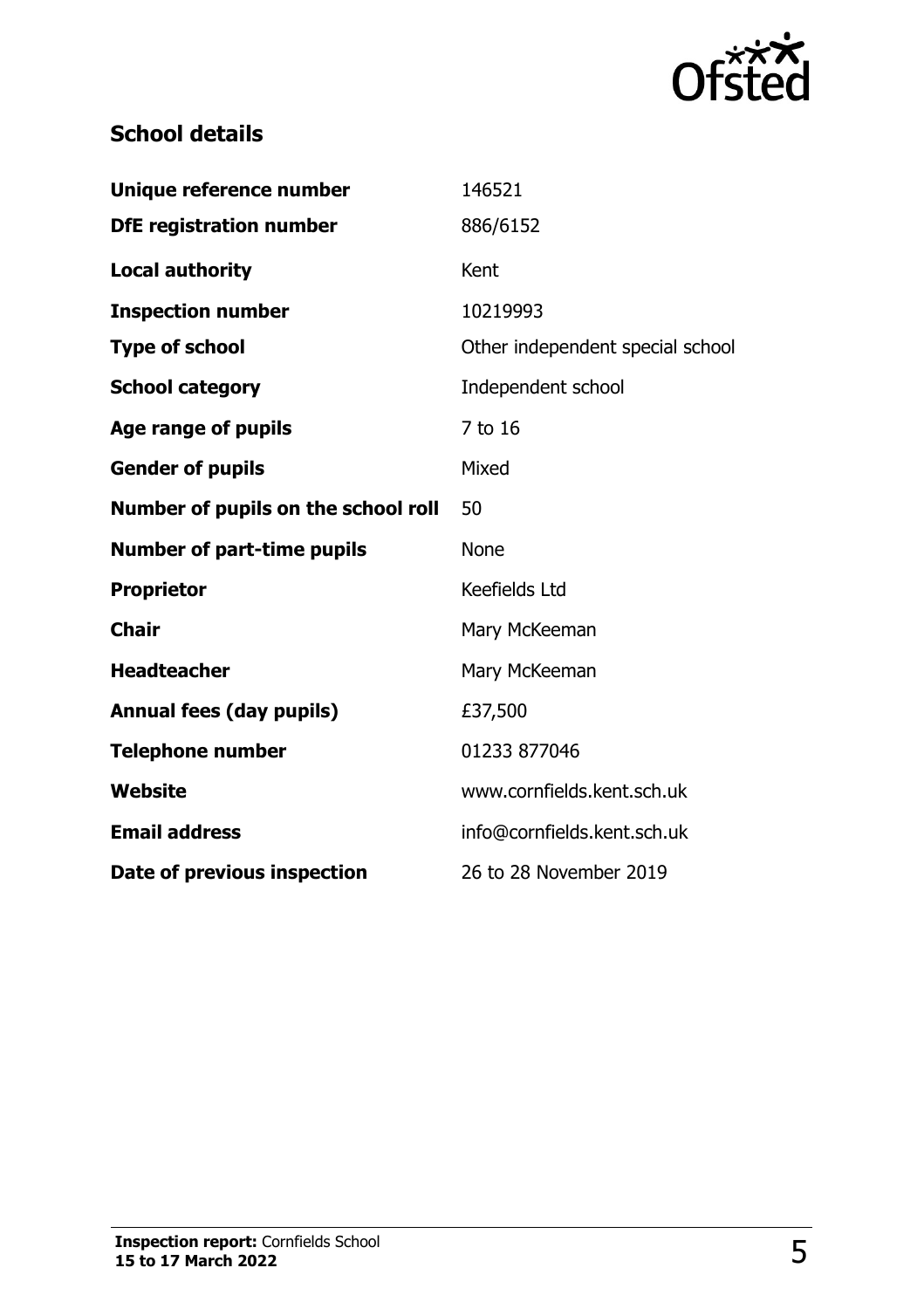## School details

| | |
|---|---|
| **Unique reference number** | 146521 |
| **DfE registration number** | 886/6152 |
| **Local authority** | Kent |
| **Inspection number** | 10219993 |
| **Type of school** | Other independent special school |
| **School category** | Independent school |
| **Age range of pupils** | 7 to 16 |
| **Gender of pupils** | Mixed |
| **Number of pupils on the school roll** | 50 |
| **Number of part-time pupils** | None |
| **Proprietor** | Keefields Ltd |
| **Chair** | Mary McKeeman |
| **Headteacher** | Mary McKeeman |
| **Annual fees (day pupils)** | £37,500 |
| **Telephone number** | 01233 877046 |
| **Website** | www.cornfields.kent.sch.uk |
| **Email address** | info@cornfields.kent.sch.uk |
| **Date of previous inspection** | 26 to 28 November 2019 |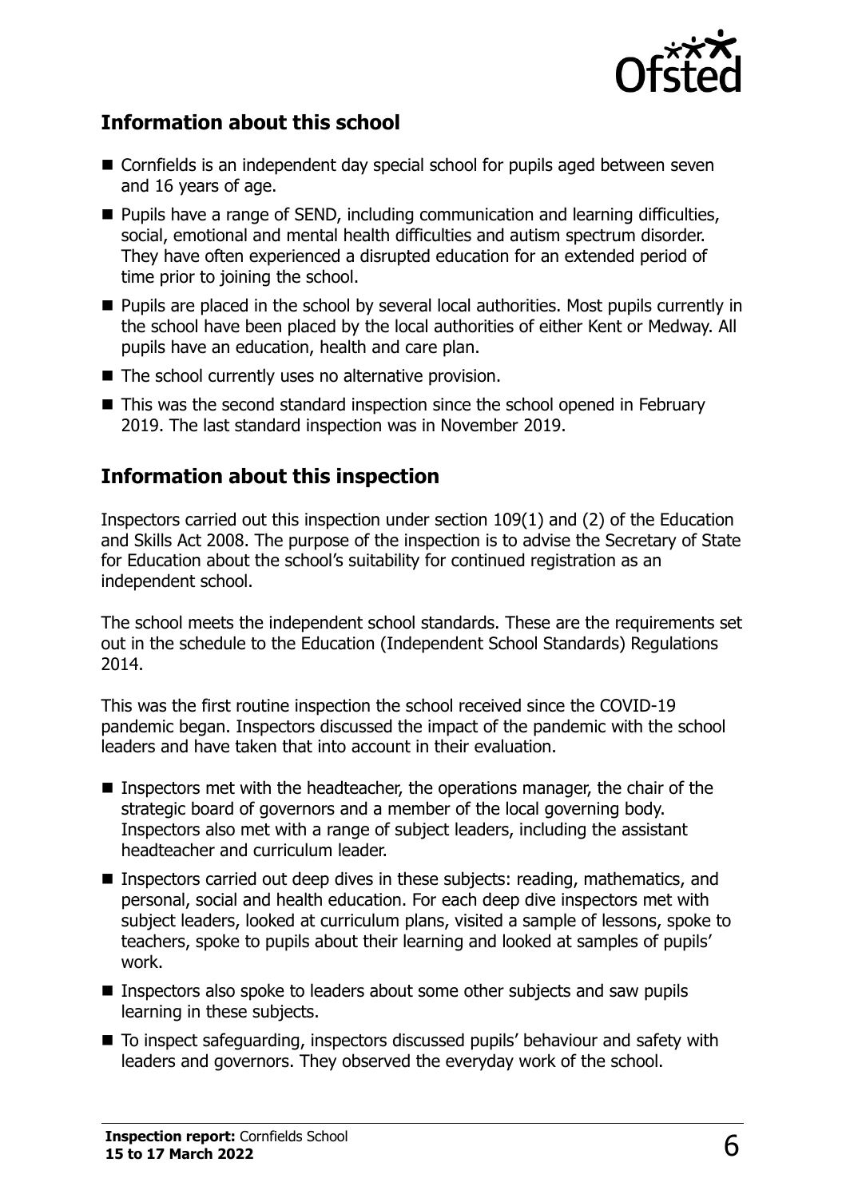## Information about this school

- Cornfields is an independent day special school for pupils aged between seven and 16 years of age.
- Pupils have a range of SEND, including communication and learning difficulties, social, emotional and mental health difficulties and autism spectrum disorder. They have often experienced a disrupted education for an extended period of time prior to joining the school.
- Pupils are placed in the school by several local authorities. Most pupils currently in the school have been placed by the local authorities of either Kent or Medway. All pupils have an education, health and care plan.
- The school currently uses no alternative provision.
- This was the second standard inspection since the school opened in February 2019. The last standard inspection was in November 2019.

## Information about this inspection

Inspectors carried out this inspection under section 109(1) and (2) of the Education and Skills Act 2008. The purpose of the inspection is to advise the Secretary of State for Education about the school's suitability for continued registration as an independent school.

The school meets the independent school standards. These are the requirements set out in the schedule to the Education (Independent School Standards) Regulations 2014.

This was the first routine inspection the school received since the COVID-19 pandemic began. Inspectors discussed the impact of the pandemic with the school leaders and have taken that into account in their evaluation.

- Inspectors met with the headteacher, the operations manager, the chair of the strategic board of governors and a member of the local governing body. Inspectors also met with a range of subject leaders, including the assistant headteacher and curriculum leader.
- Inspectors carried out deep dives in these subjects: reading, mathematics, and personal, social and health education. For each deep dive inspectors met with subject leaders, looked at curriculum plans, visited a sample of lessons, spoke to teachers, spoke to pupils about their learning and looked at samples of pupils' work.
- Inspectors also spoke to leaders about some other subjects and saw pupils learning in these subjects.
- To inspect safeguarding, inspectors discussed pupils' behaviour and safety with leaders and governors. They observed the everyday work of the school.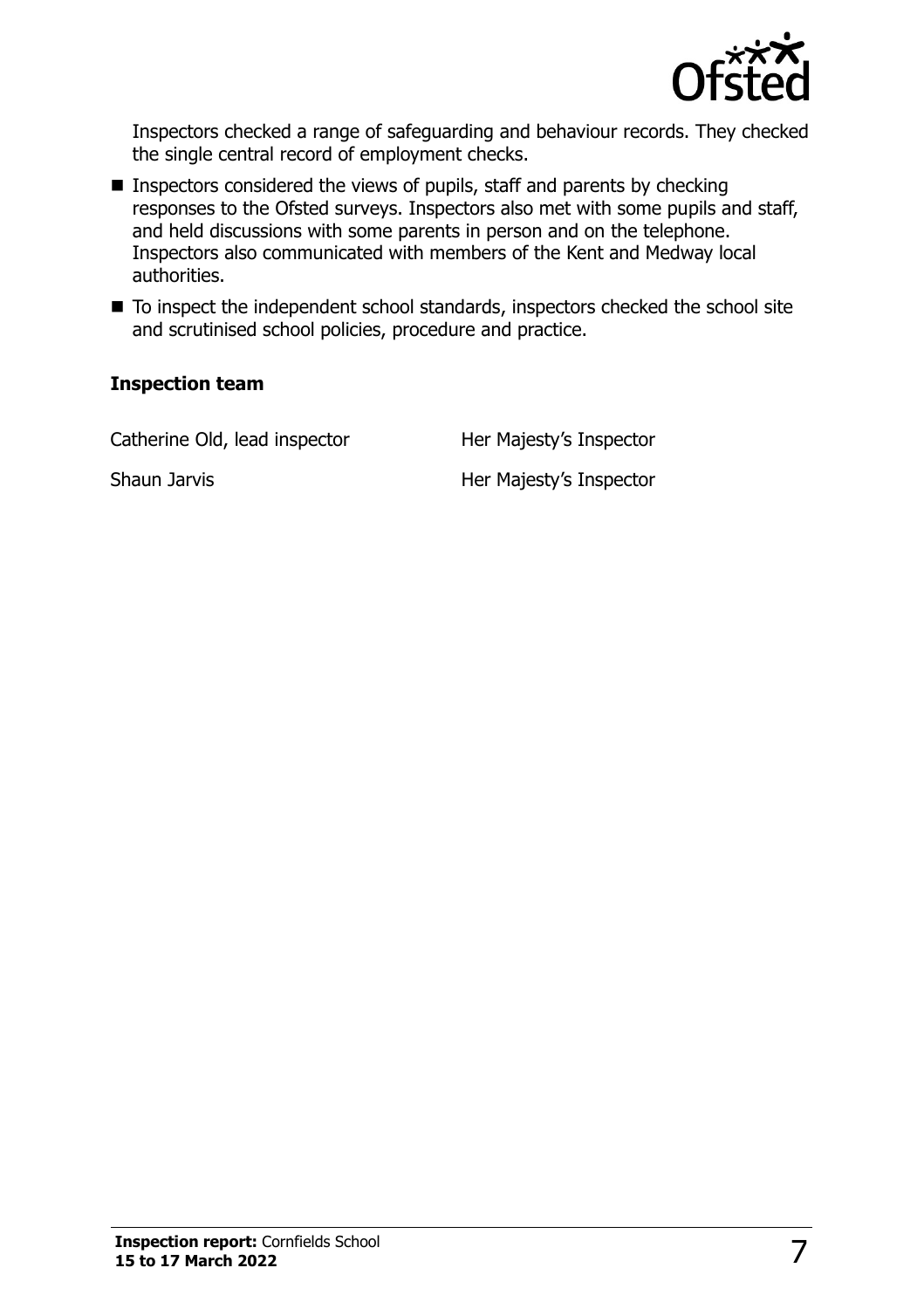Inspectors checked a range of safeguarding and behaviour records. They checked the single central record of employment checks.

- Inspectors considered the views of pupils, staff and parents by checking responses to the Ofsted surveys. Inspectors also met with some pupils and staff, and held discussions with some parents in person and on the telephone. Inspectors also communicated with members of the Kent and Medway local authorities.
- To inspect the independent school standards, inspectors checked the school site and scrutinised school policies, procedure and practice.

### Inspection team

| | |
|---|---|
| Catherine Old, lead inspector | Her Majesty's Inspector |
| Shaun Jarvis | Her Majesty's Inspector |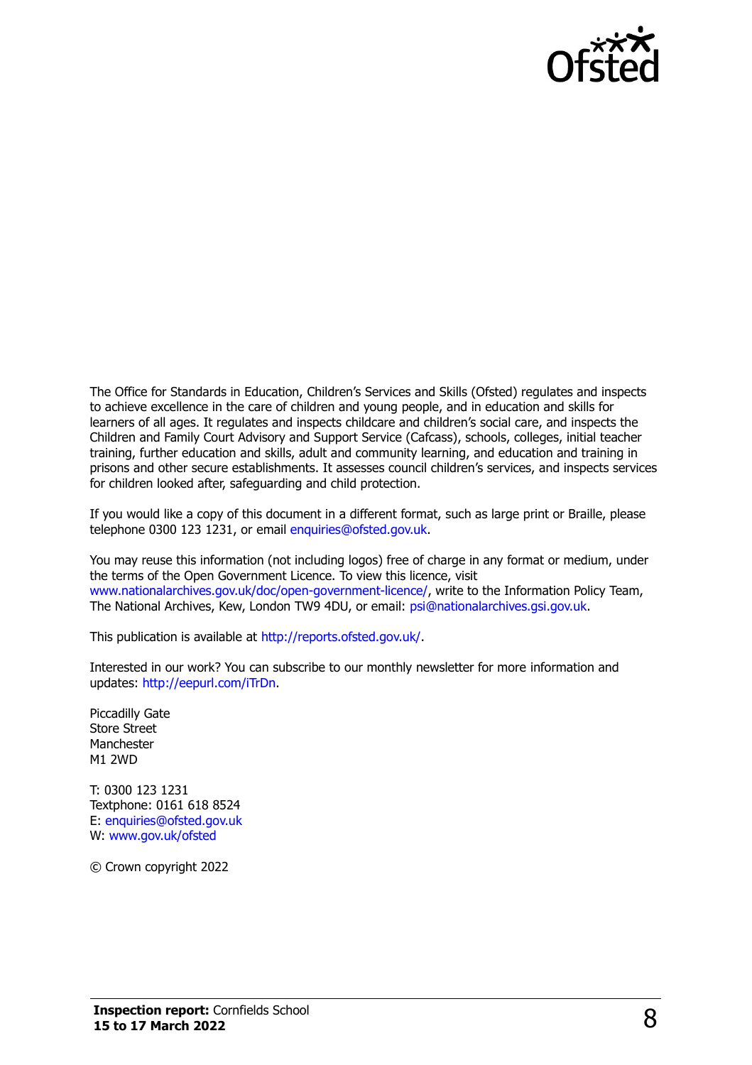The Office for Standards in Education, Children's Services and Skills (Ofsted) regulates and inspects to achieve excellence in the care of children and young people, and in education and skills for learners of all ages. It regulates and inspects childcare and children's social care, and inspects the Children and Family Court Advisory and Support Service (Cafcass), schools, colleges, initial teacher training, further education and skills, adult and community learning, and education and training in prisons and other secure establishments. It assesses council children's services, and inspects services for children looked after, safeguarding and child protection.

If you would like a copy of this document in a different format, such as large print or Braille, please telephone 0300 123 1231, or email enquiries@ofsted.gov.uk.

You may reuse this information (not including logos) free of charge in any format or medium, under the terms of the Open Government Licence. To view this licence, visit www.nationalarchives.gov.uk/doc/open-government-licence/, write to the Information Policy Team, The National Archives, Kew, London TW9 4DU, or email: psi@nationalarchives.gsi.gov.uk.

This publication is available at http://reports.ofsted.gov.uk/.

Interested in our work? You can subscribe to our monthly newsletter for more information and updates: http://eepurl.com/iTrDn.

Piccadilly Gate
Store Street
Manchester
M1 2WD

T: 0300 123 1231
Textphone: 0161 618 8524
E: enquiries@ofsted.gov.uk
W: www.gov.uk/ofsted

© Crown copyright 2022